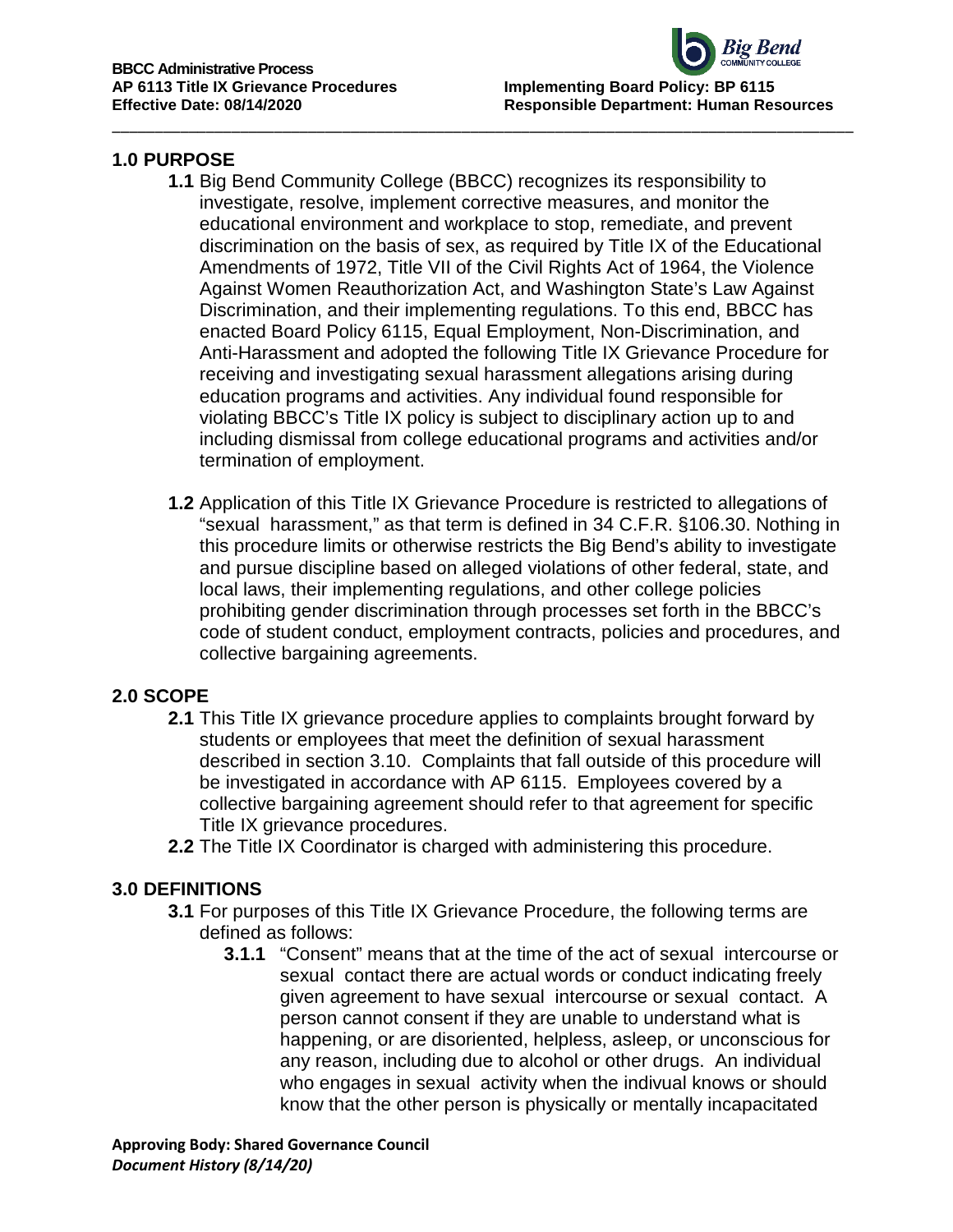**BBCC Administrative Process**
**AP 6113 Title IX Grievance Procedures**
**Effective Date: 08/14/2020**

**Implementing Board Policy: BP 6115**
**Responsible Department: Human Resources**

## 1.0 PURPOSE

**1.1** Big Bend Community College (BBCC) recognizes its responsibility to investigate, resolve, implement corrective measures, and monitor the educational environment and workplace to stop, remediate, and prevent discrimination on the basis of sex, as required by Title IX of the Educational Amendments of 1972, Title VII of the Civil Rights Act of 1964, the Violence Against Women Reauthorization Act, and Washington State's Law Against Discrimination, and their implementing regulations. To this end, BBCC has enacted Board Policy 6115, Equal Employment, Non-Discrimination, and Anti-Harassment and adopted the following Title IX Grievance Procedure for receiving and investigating sexual harassment allegations arising during education programs and activities. Any individual found responsible for violating BBCC's Title IX policy is subject to disciplinary action up to and including dismissal from college educational programs and activities and/or termination of employment.

**1.2** Application of this Title IX Grievance Procedure is restricted to allegations of "sexual harassment," as that term is defined in 34 C.F.R. §106.30. Nothing in this procedure limits or otherwise restricts the Big Bend's ability to investigate and pursue discipline based on alleged violations of other federal, state, and local laws, their implementing regulations, and other college policies prohibiting gender discrimination through processes set forth in the BBCC's code of student conduct, employment contracts, policies and procedures, and collective bargaining agreements.

## 2.0 SCOPE

**2.1** This Title IX grievance procedure applies to complaints brought forward by students or employees that meet the definition of sexual harassment described in section 3.10. Complaints that fall outside of this procedure will be investigated in accordance with AP 6115. Employees covered by a collective bargaining agreement should refer to that agreement for specific Title IX grievance procedures.

**2.2** The Title IX Coordinator is charged with administering this procedure.

## 3.0 DEFINITIONS

**3.1** For purposes of this Title IX Grievance Procedure, the following terms are defined as follows:

**3.1.1** "Consent" means that at the time of the act of sexual intercourse or sexual contact there are actual words or conduct indicating freely given agreement to have sexual intercourse or sexual contact. A person cannot consent if they are unable to understand what is happening, or are disoriented, helpless, asleep, or unconscious for any reason, including due to alcohol or other drugs. An individual who engages in sexual activity when the indivual knows or should know that the other person is physically or mentally incapacitated

**Approving Body: Shared Governance Council**
***Document History (8/14/20)***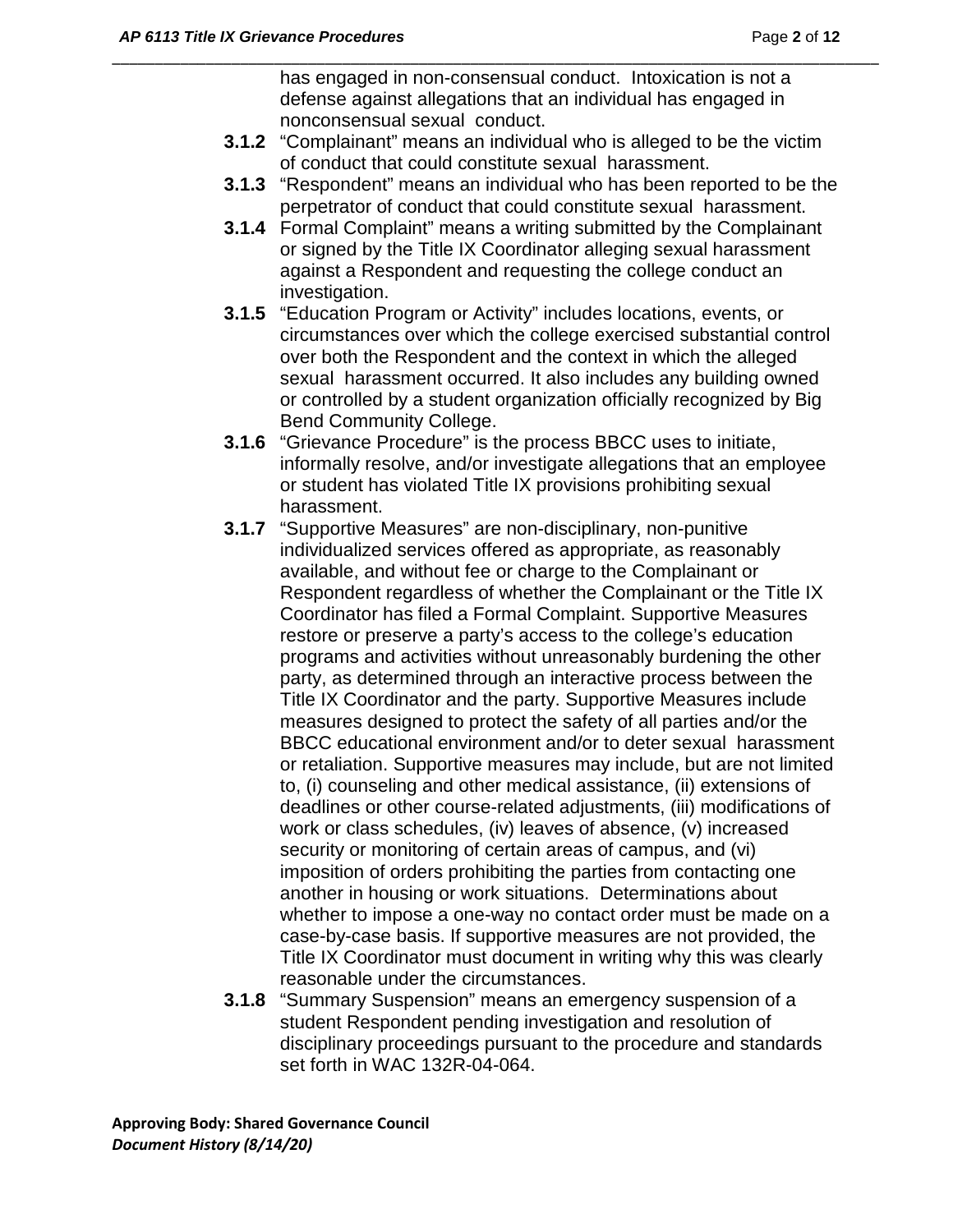has engaged in non-consensual conduct. Intoxication is not a defense against allegations that an individual has engaged in nonconsensual sexual conduct.

**3.1.2** "Complainant" means an individual who is alleged to be the victim of conduct that could constitute sexual harassment.

**3.1.3** "Respondent" means an individual who has been reported to be the perpetrator of conduct that could constitute sexual harassment.

**3.1.4** Formal Complaint" means a writing submitted by the Complainant or signed by the Title IX Coordinator alleging sexual harassment against a Respondent and requesting the college conduct an investigation.

**3.1.5** "Education Program or Activity" includes locations, events, or circumstances over which the college exercised substantial control over both the Respondent and the context in which the alleged sexual harassment occurred. It also includes any building owned or controlled by a student organization officially recognized by Big Bend Community College.

**3.1.6** "Grievance Procedure" is the process BBCC uses to initiate, informally resolve, and/or investigate allegations that an employee or student has violated Title IX provisions prohibiting sexual harassment.

**3.1.7** "Supportive Measures" are non-disciplinary, non-punitive individualized services offered as appropriate, as reasonably available, and without fee or charge to the Complainant or Respondent regardless of whether the Complainant or the Title IX Coordinator has filed a Formal Complaint. Supportive Measures restore or preserve a party's access to the college's education programs and activities without unreasonably burdening the other party, as determined through an interactive process between the Title IX Coordinator and the party. Supportive Measures include measures designed to protect the safety of all parties and/or the BBCC educational environment and/or to deter sexual harassment or retaliation. Supportive measures may include, but are not limited to, (i) counseling and other medical assistance, (ii) extensions of deadlines or other course-related adjustments, (iii) modifications of work or class schedules, (iv) leaves of absence, (v) increased security or monitoring of certain areas of campus, and (vi) imposition of orders prohibiting the parties from contacting one another in housing or work situations. Determinations about whether to impose a one-way no contact order must be made on a case-by-case basis. If supportive measures are not provided, the Title IX Coordinator must document in writing why this was clearly reasonable under the circumstances.

**3.1.8** "Summary Suspension" means an emergency suspension of a student Respondent pending investigation and resolution of disciplinary proceedings pursuant to the procedure and standards set forth in WAC 132R-04-064.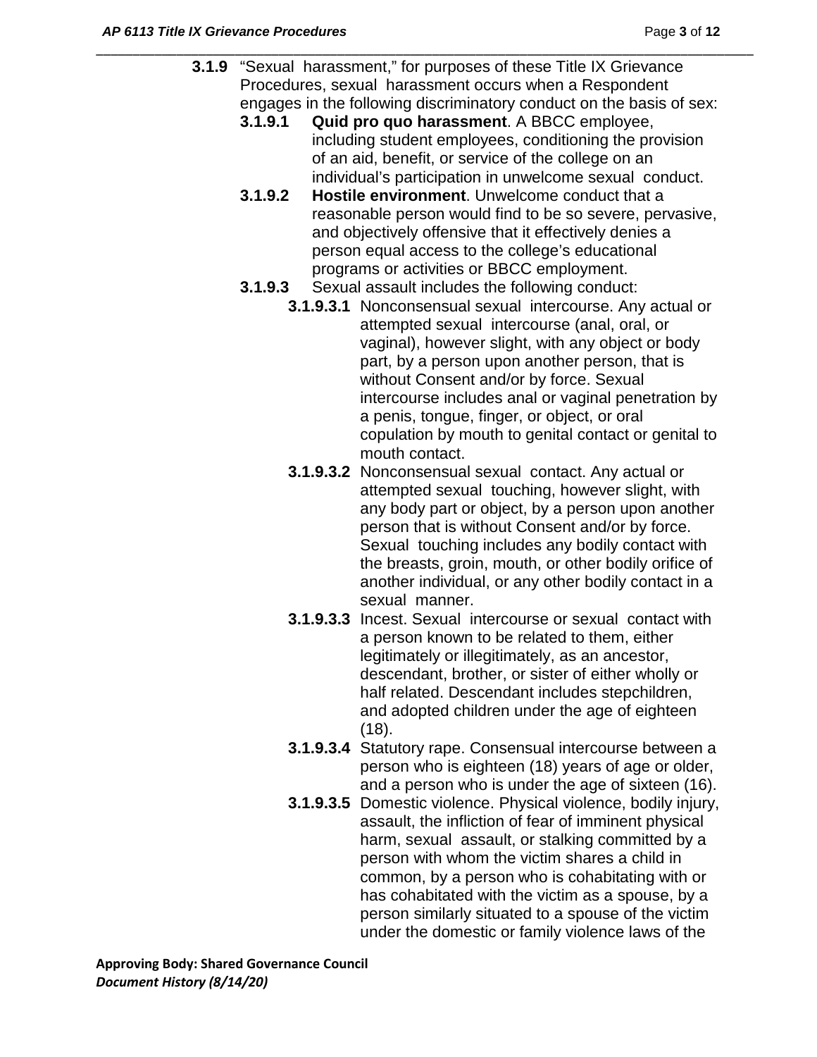**3.1.9** "Sexual harassment," for purposes of these Title IX Grievance Procedures, sexual harassment occurs when a Respondent engages in the following discriminatory conduct on the basis of sex:

- **3.1.9.1** **Quid pro quo harassment**. A BBCC employee, including student employees, conditioning the provision of an aid, benefit, or service of the college on an individual's participation in unwelcome sexual conduct.
- **3.1.9.2** **Hostile environment**. Unwelcome conduct that a reasonable person would find to be so severe, pervasive, and objectively offensive that it effectively denies a person equal access to the college's educational programs or activities or BBCC employment.
- **3.1.9.3** Sexual assault includes the following conduct:
  - **3.1.9.3.1** Nonconsensual sexual intercourse. Any actual or attempted sexual intercourse (anal, oral, or vaginal), however slight, with any object or body part, by a person upon another person, that is without Consent and/or by force. Sexual intercourse includes anal or vaginal penetration by a penis, tongue, finger, or object, or oral copulation by mouth to genital contact or genital to mouth contact.
  - **3.1.9.3.2** Nonconsensual sexual contact. Any actual or attempted sexual touching, however slight, with any body part or object, by a person upon another person that is without Consent and/or by force. Sexual touching includes any bodily contact with the breasts, groin, mouth, or other bodily orifice of another individual, or any other bodily contact in a sexual manner.
  - **3.1.9.3.3** Incest. Sexual intercourse or sexual contact with a person known to be related to them, either legitimately or illegitimately, as an ancestor, descendant, brother, or sister of either wholly or half related. Descendant includes stepchildren, and adopted children under the age of eighteen (18).
  - **3.1.9.3.4** Statutory rape. Consensual intercourse between a person who is eighteen (18) years of age or older, and a person who is under the age of sixteen (16).
  - **3.1.9.3.5** Domestic violence. Physical violence, bodily injury, assault, the infliction of fear of imminent physical harm, sexual assault, or stalking committed by a person with whom the victim shares a child in common, by a person who is cohabitating with or has cohabitated with the victim as a spouse, by a person similarly situated to a spouse of the victim under the domestic or family violence laws of the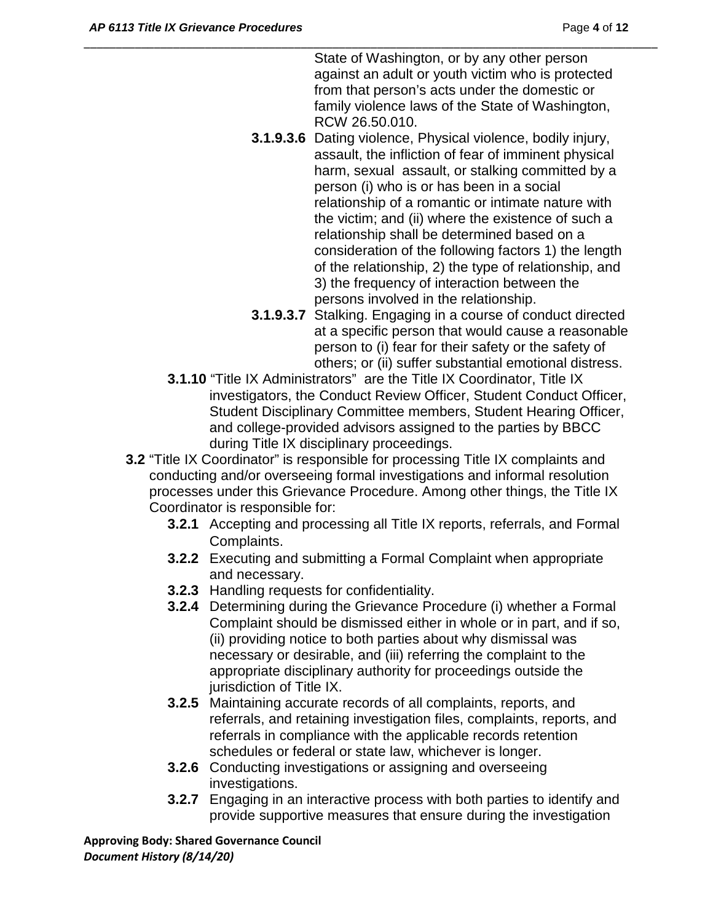State of Washington, or by any other person against an adult or youth victim who is protected from that person's acts under the domestic or family violence laws of the State of Washington, RCW 26.50.010.

- **3.1.9.3.6** Dating violence, Physical violence, bodily injury, assault, the infliction of fear of imminent physical harm, sexual assault, or stalking committed by a person (i) who is or has been in a social relationship of a romantic or intimate nature with the victim; and (ii) where the existence of such a relationship shall be determined based on a consideration of the following factors 1) the length of the relationship, 2) the type of relationship, and 3) the frequency of interaction between the persons involved in the relationship.
- **3.1.9.3.7** Stalking. Engaging in a course of conduct directed at a specific person that would cause a reasonable person to (i) fear for their safety or the safety of others; or (ii) suffer substantial emotional distress.

**3.1.10** "Title IX Administrators" are the Title IX Coordinator, Title IX investigators, the Conduct Review Officer, Student Conduct Officer, Student Disciplinary Committee members, Student Hearing Officer, and college-provided advisors assigned to the parties by BBCC during Title IX disciplinary proceedings.

**3.2** "Title IX Coordinator" is responsible for processing Title IX complaints and conducting and/or overseeing formal investigations and informal resolution processes under this Grievance Procedure. Among other things, the Title IX Coordinator is responsible for:

- **3.2.1** Accepting and processing all Title IX reports, referrals, and Formal Complaints.
- **3.2.2** Executing and submitting a Formal Complaint when appropriate and necessary.
- **3.2.3** Handling requests for confidentiality.
- **3.2.4** Determining during the Grievance Procedure (i) whether a Formal Complaint should be dismissed either in whole or in part, and if so, (ii) providing notice to both parties about why dismissal was necessary or desirable, and (iii) referring the complaint to the appropriate disciplinary authority for proceedings outside the jurisdiction of Title IX.
- **3.2.5** Maintaining accurate records of all complaints, reports, and referrals, and retaining investigation files, complaints, reports, and referrals in compliance with the applicable records retention schedules or federal or state law, whichever is longer.
- **3.2.6** Conducting investigations or assigning and overseeing investigations.
- **3.2.7** Engaging in an interactive process with both parties to identify and provide supportive measures that ensure during the investigation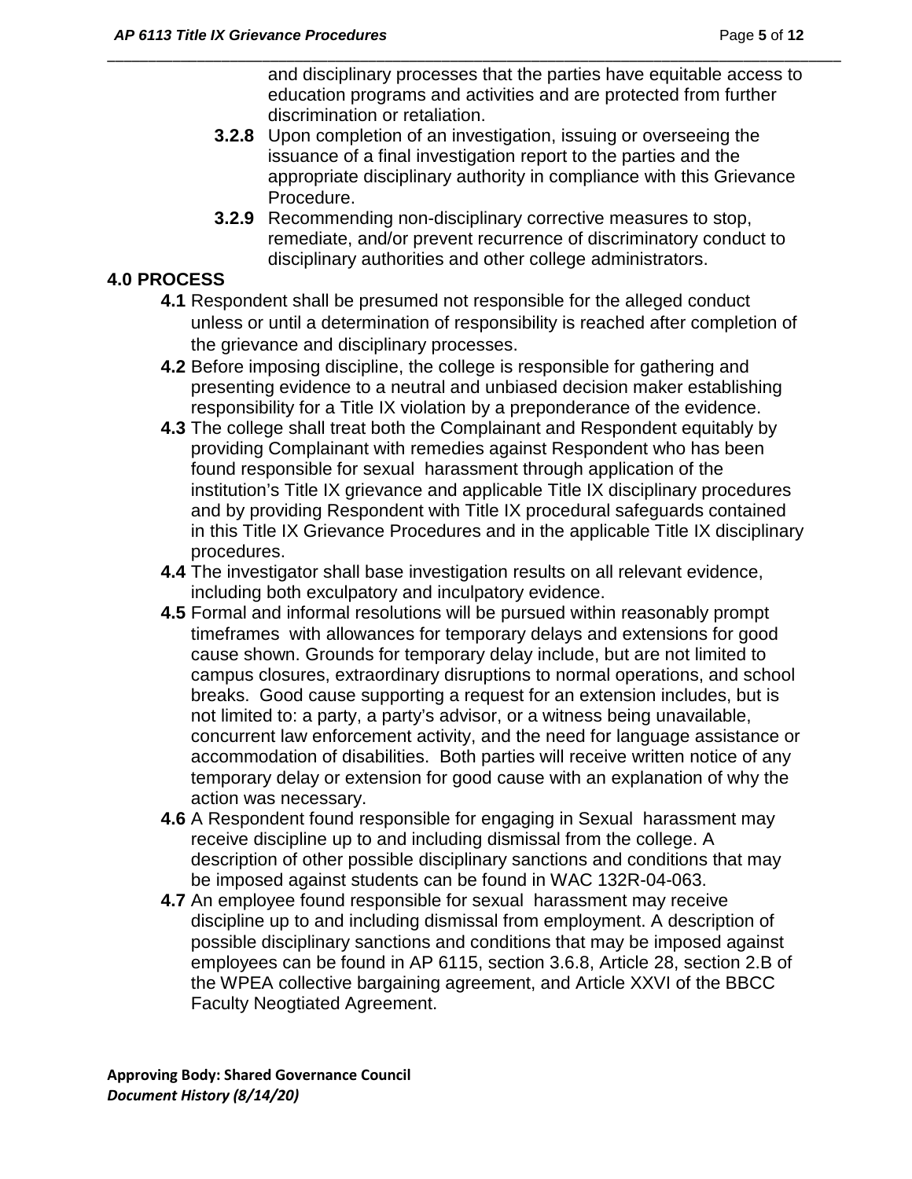and disciplinary processes that the parties have equitable access to education programs and activities and are protected from further discrimination or retaliation.

**3.2.8** Upon completion of an investigation, issuing or overseeing the issuance of a final investigation report to the parties and the appropriate disciplinary authority in compliance with this Grievance Procedure.

**3.2.9** Recommending non-disciplinary corrective measures to stop, remediate, and/or prevent recurrence of discriminatory conduct to disciplinary authorities and other college administrators.

## 4.0 PROCESS

**4.1** Respondent shall be presumed not responsible for the alleged conduct unless or until a determination of responsibility is reached after completion of the grievance and disciplinary processes.

**4.2** Before imposing discipline, the college is responsible for gathering and presenting evidence to a neutral and unbiased decision maker establishing responsibility for a Title IX violation by a preponderance of the evidence.

**4.3** The college shall treat both the Complainant and Respondent equitably by providing Complainant with remedies against Respondent who has been found responsible for sexual harassment through application of the institution's Title IX grievance and applicable Title IX disciplinary procedures and by providing Respondent with Title IX procedural safeguards contained in this Title IX Grievance Procedures and in the applicable Title IX disciplinary procedures.

**4.4** The investigator shall base investigation results on all relevant evidence, including both exculpatory and inculpatory evidence.

**4.5** Formal and informal resolutions will be pursued within reasonably prompt timeframes with allowances for temporary delays and extensions for good cause shown. Grounds for temporary delay include, but are not limited to campus closures, extraordinary disruptions to normal operations, and school breaks. Good cause supporting a request for an extension includes, but is not limited to: a party, a party's advisor, or a witness being unavailable, concurrent law enforcement activity, and the need for language assistance or accommodation of disabilities. Both parties will receive written notice of any temporary delay or extension for good cause with an explanation of why the action was necessary.

**4.6** A Respondent found responsible for engaging in Sexual harassment may receive discipline up to and including dismissal from the college. A description of other possible disciplinary sanctions and conditions that may be imposed against students can be found in WAC 132R-04-063.

**4.7** An employee found responsible for sexual harassment may receive discipline up to and including dismissal from employment. A description of possible disciplinary sanctions and conditions that may be imposed against employees can be found in AP 6115, section 3.6.8, Article 28, section 2.B of the WPEA collective bargaining agreement, and Article XXVI of the BBCC Faculty Neogtiated Agreement.

**Approving Body: Shared Governance Council**
***Document History (8/14/20)***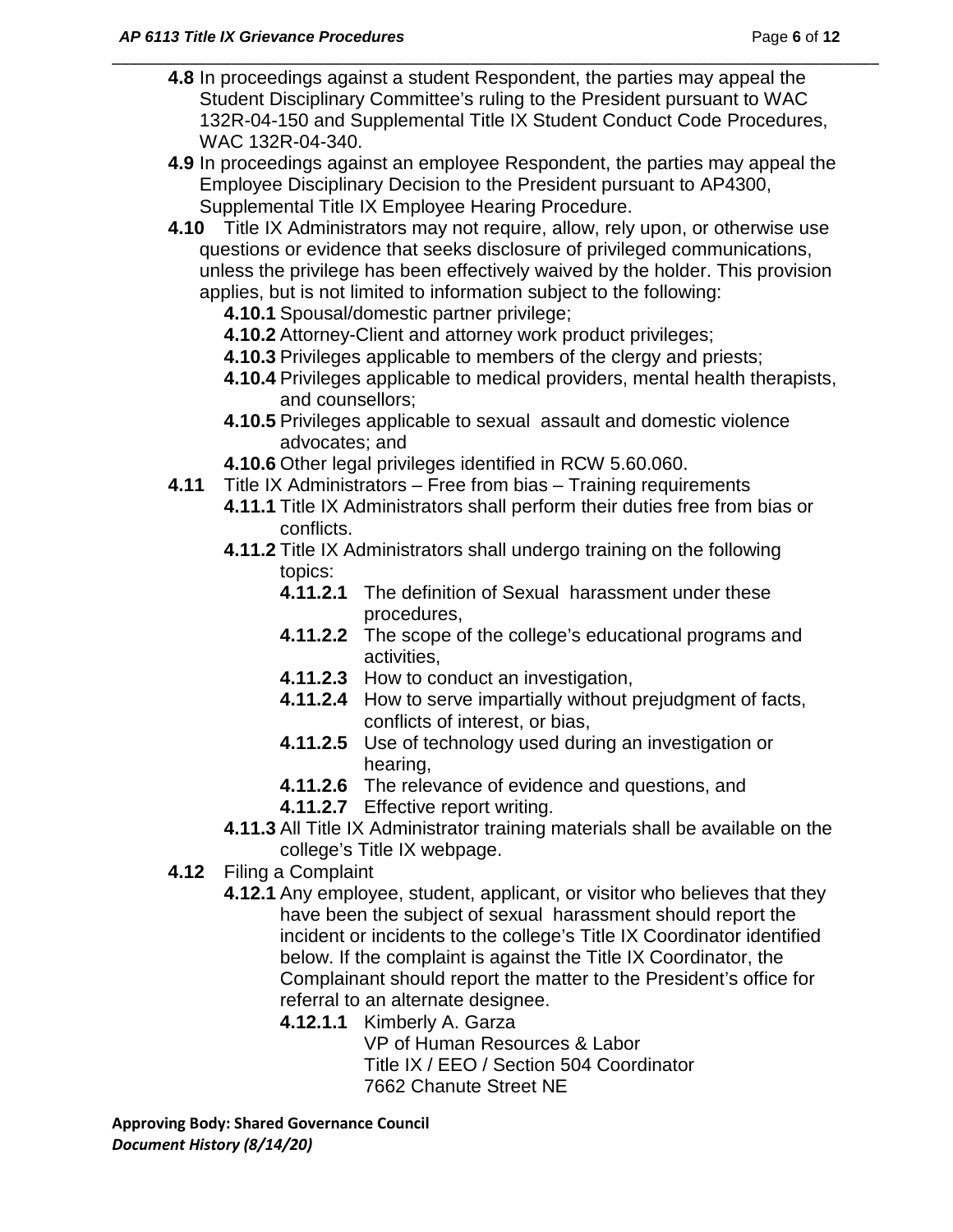**4.8** In proceedings against a student Respondent, the parties may appeal the Student Disciplinary Committee's ruling to the President pursuant to WAC 132R-04-150 and Supplemental Title IX Student Conduct Code Procedures, WAC 132R-04-340.

**4.9** In proceedings against an employee Respondent, the parties may appeal the Employee Disciplinary Decision to the President pursuant to AP4300, Supplemental Title IX Employee Hearing Procedure.

**4.10** Title IX Administrators may not require, allow, rely upon, or otherwise use questions or evidence that seeks disclosure of privileged communications, unless the privilege has been effectively waived by the holder. This provision applies, but is not limited to information subject to the following:

- **4.10.1** Spousal/domestic partner privilege;
- **4.10.2** Attorney-Client and attorney work product privileges;
- **4.10.3** Privileges applicable to members of the clergy and priests;
- **4.10.4** Privileges applicable to medical providers, mental health therapists, and counsellors;
- **4.10.5** Privileges applicable to sexual assault and domestic violence advocates; and
- **4.10.6** Other legal privileges identified in RCW 5.60.060.

**4.11** Title IX Administrators – Free from bias – Training requirements

- **4.11.1** Title IX Administrators shall perform their duties free from bias or conflicts.
- **4.11.2** Title IX Administrators shall undergo training on the following topics:
  - **4.11.2.1** The definition of Sexual harassment under these procedures,
  - **4.11.2.2** The scope of the college's educational programs and activities,
  - **4.11.2.3** How to conduct an investigation,
  - **4.11.2.4** How to serve impartially without prejudgment of facts, conflicts of interest, or bias,
  - **4.11.2.5** Use of technology used during an investigation or hearing,
  - **4.11.2.6** The relevance of evidence and questions, and
  - **4.11.2.7** Effective report writing.
- **4.11.3** All Title IX Administrator training materials shall be available on the college's Title IX webpage.

**4.12** Filing a Complaint

- **4.12.1** Any employee, student, applicant, or visitor who believes that they have been the subject of sexual harassment should report the incident or incidents to the college's Title IX Coordinator identified below. If the complaint is against the Title IX Coordinator, the Complainant should report the matter to the President's office for referral to an alternate designee.
  - **4.12.1.1** Kimberly A. Garza
    VP of Human Resources & Labor
    Title IX / EEO / Section 504 Coordinator
    7662 Chanute Street NE

**Approving Body: Shared Governance Council**
***Document History (8/14/20)***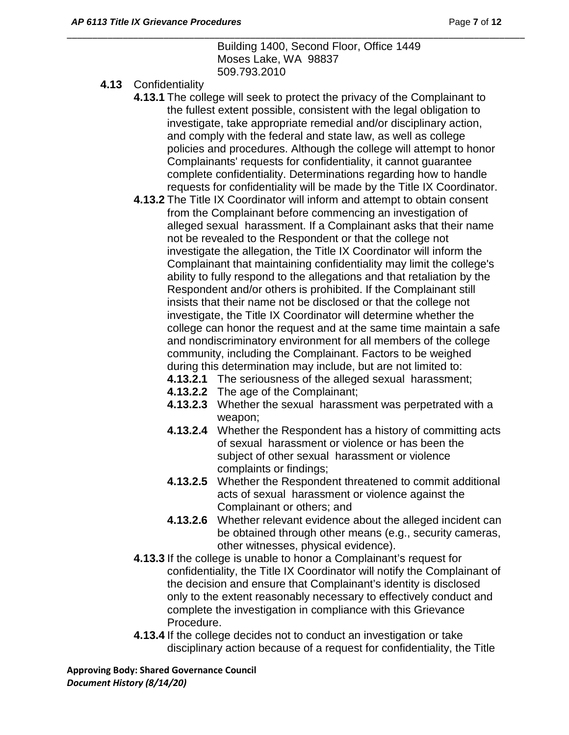Building 1400, Second Floor, Office 1449
Moses Lake, WA 98837
509.793.2010

**4.13** Confidentiality

**4.13.1** The college will seek to protect the privacy of the Complainant to the fullest extent possible, consistent with the legal obligation to investigate, take appropriate remedial and/or disciplinary action, and comply with the federal and state law, as well as college policies and procedures. Although the college will attempt to honor Complainants' requests for confidentiality, it cannot guarantee complete confidentiality. Determinations regarding how to handle requests for confidentiality will be made by the Title IX Coordinator.

**4.13.2** The Title IX Coordinator will inform and attempt to obtain consent from the Complainant before commencing an investigation of alleged sexual harassment. If a Complainant asks that their name not be revealed to the Respondent or that the college not investigate the allegation, the Title IX Coordinator will inform the Complainant that maintaining confidentiality may limit the college's ability to fully respond to the allegations and that retaliation by the Respondent and/or others is prohibited. If the Complainant still insists that their name not be disclosed or that the college not investigate, the Title IX Coordinator will determine whether the college can honor the request and at the same time maintain a safe and nondiscriminatory environment for all members of the college community, including the Complainant. Factors to be weighed during this determination may include, but are not limited to:

- **4.13.2.1** The seriousness of the alleged sexual harassment;
- **4.13.2.2** The age of the Complainant;
- **4.13.2.3** Whether the sexual harassment was perpetrated with a weapon;
- **4.13.2.4** Whether the Respondent has a history of committing acts of sexual harassment or violence or has been the subject of other sexual harassment or violence complaints or findings;
- **4.13.2.5** Whether the Respondent threatened to commit additional acts of sexual harassment or violence against the Complainant or others; and
- **4.13.2.6** Whether relevant evidence about the alleged incident can be obtained through other means (e.g., security cameras, other witnesses, physical evidence).

**4.13.3** If the college is unable to honor a Complainant's request for confidentiality, the Title IX Coordinator will notify the Complainant of the decision and ensure that Complainant's identity is disclosed only to the extent reasonably necessary to effectively conduct and complete the investigation in compliance with this Grievance Procedure.

**4.13.4** If the college decides not to conduct an investigation or take disciplinary action because of a request for confidentiality, the Title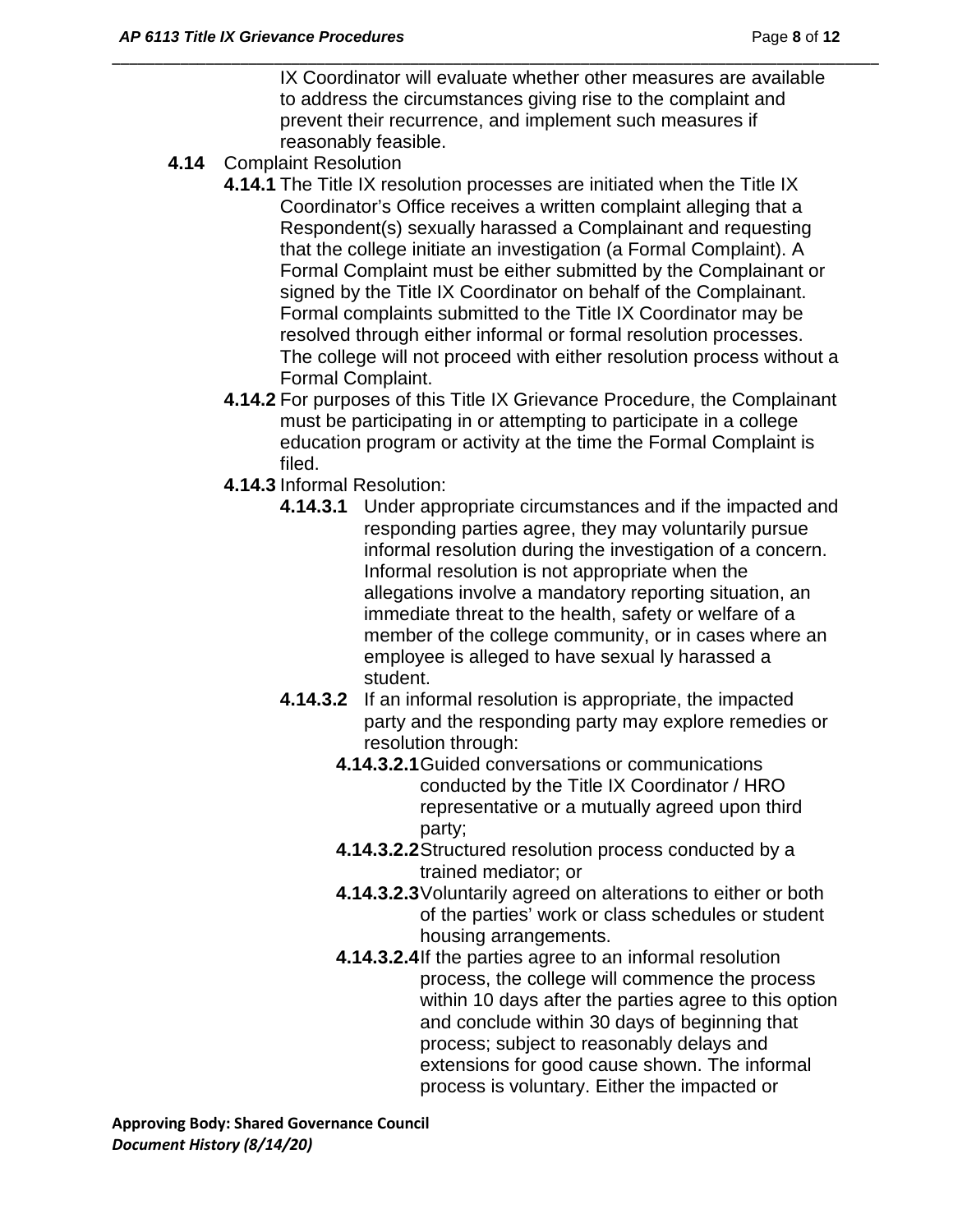IX Coordinator will evaluate whether other measures are available to address the circumstances giving rise to the complaint and prevent their recurrence, and implement such measures if reasonably feasible.

**4.14** Complaint Resolution

**4.14.1** The Title IX resolution processes are initiated when the Title IX Coordinator's Office receives a written complaint alleging that a Respondent(s) sexually harassed a Complainant and requesting that the college initiate an investigation (a Formal Complaint). A Formal Complaint must be either submitted by the Complainant or signed by the Title IX Coordinator on behalf of the Complainant. Formal complaints submitted to the Title IX Coordinator may be resolved through either informal or formal resolution processes. The college will not proceed with either resolution process without a Formal Complaint.

**4.14.2** For purposes of this Title IX Grievance Procedure, the Complainant must be participating in or attempting to participate in a college education program or activity at the time the Formal Complaint is filed.

**4.14.3** Informal Resolution:

**4.14.3.1** Under appropriate circumstances and if the impacted and responding parties agree, they may voluntarily pursue informal resolution during the investigation of a concern. Informal resolution is not appropriate when the allegations involve a mandatory reporting situation, an immediate threat to the health, safety or welfare of a member of the college community, or in cases where an employee is alleged to have sexual ly harassed a student.

**4.14.3.2** If an informal resolution is appropriate, the impacted party and the responding party may explore remedies or resolution through:

**4.14.3.2.1** Guided conversations or communications conducted by the Title IX Coordinator / HRO representative or a mutually agreed upon third party;

**4.14.3.2.2** Structured resolution process conducted by a trained mediator; or

**4.14.3.2.3** Voluntarily agreed on alterations to either or both of the parties' work or class schedules or student housing arrangements.

**4.14.3.2.4** If the parties agree to an informal resolution process, the college will commence the process within 10 days after the parties agree to this option and conclude within 30 days of beginning that process; subject to reasonably delays and extensions for good cause shown. The informal process is voluntary. Either the impacted or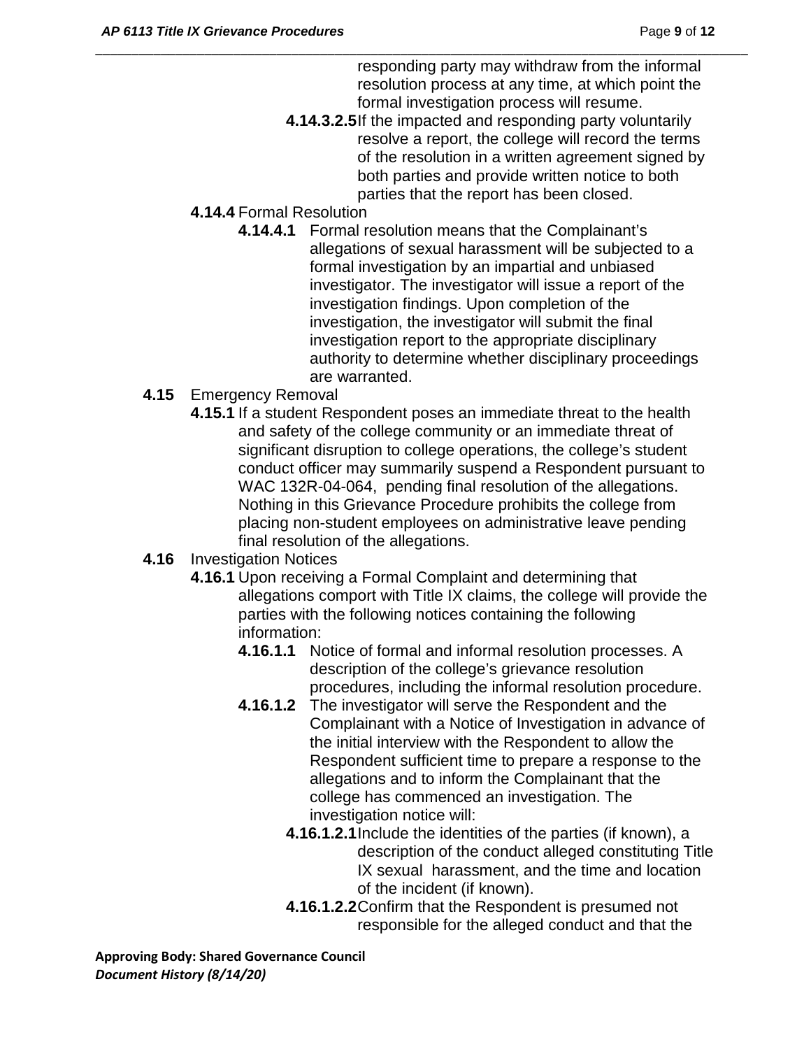responding party may withdraw from the informal resolution process at any time, at which point the formal investigation process will resume.

**4.14.3.2.5** If the impacted and responding party voluntarily resolve a report, the college will record the terms of the resolution in a written agreement signed by both parties and provide written notice to both parties that the report has been closed.

**4.14.4** Formal Resolution

**4.14.4.1** Formal resolution means that the Complainant's allegations of sexual harassment will be subjected to a formal investigation by an impartial and unbiased investigator. The investigator will issue a report of the investigation findings. Upon completion of the investigation, the investigator will submit the final investigation report to the appropriate disciplinary authority to determine whether disciplinary proceedings are warranted.

**4.15** Emergency Removal

**4.15.1** If a student Respondent poses an immediate threat to the health and safety of the college community or an immediate threat of significant disruption to college operations, the college's student conduct officer may summarily suspend a Respondent pursuant to WAC 132R-04-064, pending final resolution of the allegations. Nothing in this Grievance Procedure prohibits the college from placing non-student employees on administrative leave pending final resolution of the allegations.

**4.16** Investigation Notices

**4.16.1** Upon receiving a Formal Complaint and determining that allegations comport with Title IX claims, the college will provide the parties with the following notices containing the following information:

**4.16.1.1** Notice of formal and informal resolution processes. A description of the college's grievance resolution procedures, including the informal resolution procedure.

**4.16.1.2** The investigator will serve the Respondent and the Complainant with a Notice of Investigation in advance of the initial interview with the Respondent to allow the Respondent sufficient time to prepare a response to the allegations and to inform the Complainant that the college has commenced an investigation. The investigation notice will:

**4.16.1.2.1** Include the identities of the parties (if known), a description of the conduct alleged constituting Title IX sexual harassment, and the time and location of the incident (if known).

**4.16.1.2.2** Confirm that the Respondent is presumed not responsible for the alleged conduct and that the

**Approving Body: Shared Governance Council**
***Document History (8/14/20)***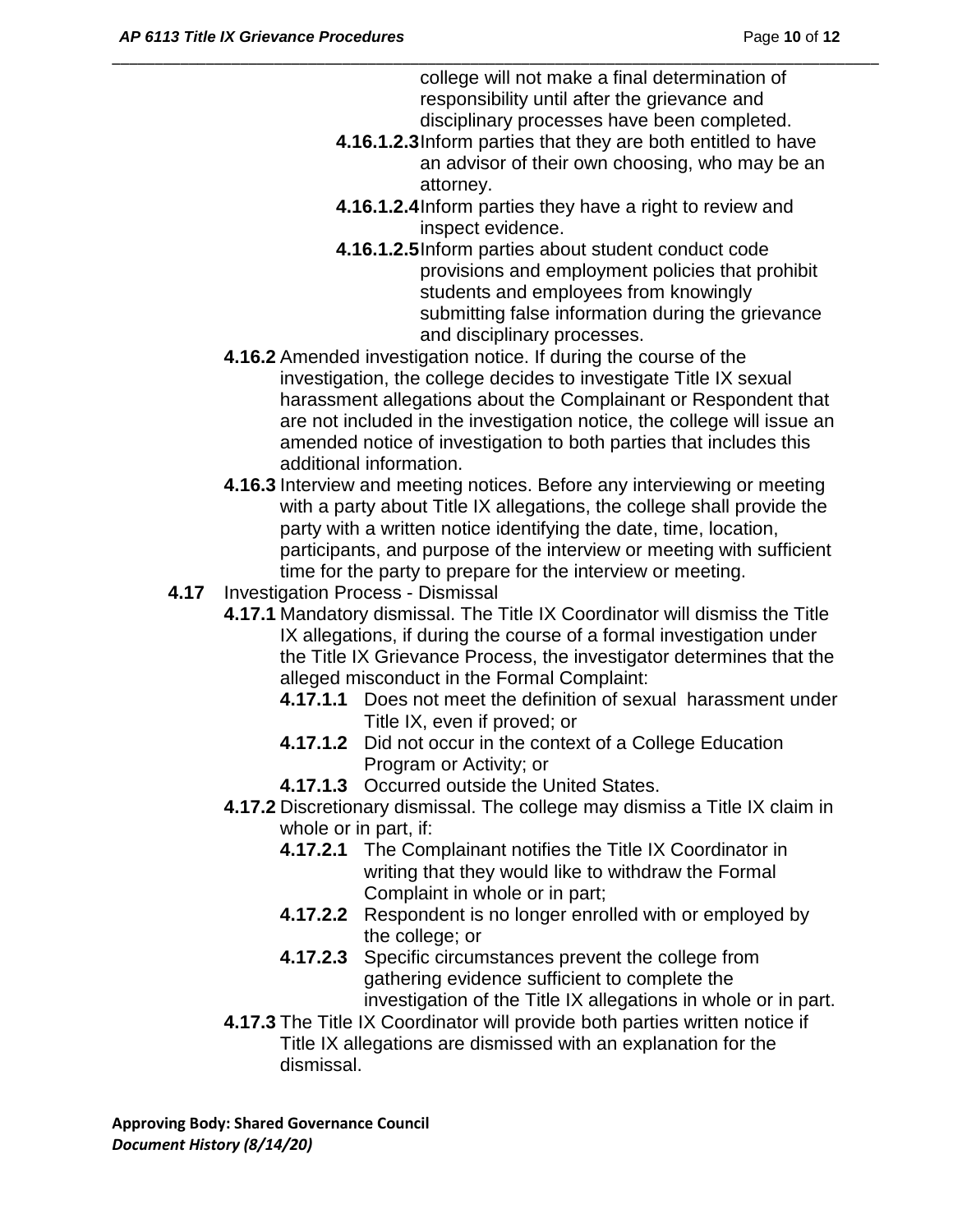college will not make a final determination of responsibility until after the grievance and disciplinary processes have been completed.

- **4.16.1.2.3** Inform parties that they are both entitled to have an advisor of their own choosing, who may be an attorney.
- **4.16.1.2.4** Inform parties they have a right to review and inspect evidence.
- **4.16.1.2.5** Inform parties about student conduct code provisions and employment policies that prohibit students and employees from knowingly submitting false information during the grievance and disciplinary processes.

**4.16.2** Amended investigation notice. If during the course of the investigation, the college decides to investigate Title IX sexual harassment allegations about the Complainant or Respondent that are not included in the investigation notice, the college will issue an amended notice of investigation to both parties that includes this additional information.

**4.16.3** Interview and meeting notices. Before any interviewing or meeting with a party about Title IX allegations, the college shall provide the party with a written notice identifying the date, time, location, participants, and purpose of the interview or meeting with sufficient time for the party to prepare for the interview or meeting.

**4.17** Investigation Process - Dismissal

**4.17.1** Mandatory dismissal. The Title IX Coordinator will dismiss the Title IX allegations, if during the course of a formal investigation under the Title IX Grievance Process, the investigator determines that the alleged misconduct in the Formal Complaint:

- **4.17.1.1** Does not meet the definition of sexual harassment under Title IX, even if proved; or
- **4.17.1.2** Did not occur in the context of a College Education Program or Activity; or
- **4.17.1.3** Occurred outside the United States.

**4.17.2** Discretionary dismissal. The college may dismiss a Title IX claim in whole or in part, if:

- **4.17.2.1** The Complainant notifies the Title IX Coordinator in writing that they would like to withdraw the Formal Complaint in whole or in part;
- **4.17.2.2** Respondent is no longer enrolled with or employed by the college; or
- **4.17.2.3** Specific circumstances prevent the college from gathering evidence sufficient to complete the investigation of the Title IX allegations in whole or in part.

**4.17.3** The Title IX Coordinator will provide both parties written notice if Title IX allegations are dismissed with an explanation for the dismissal.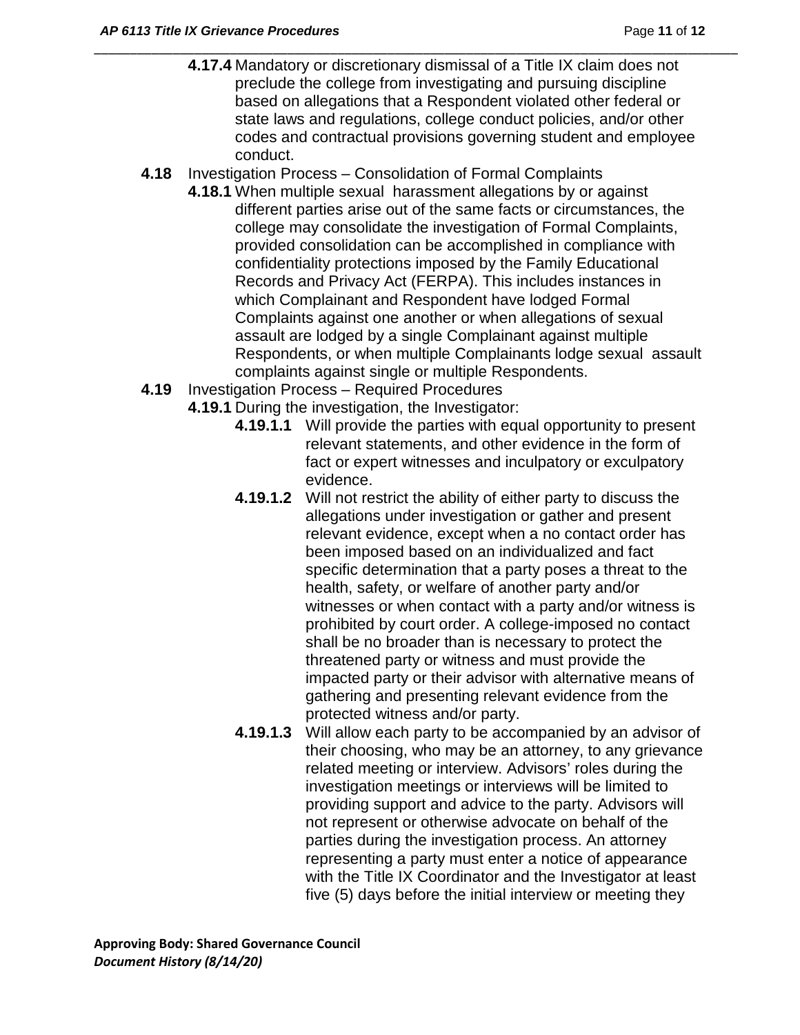**4.17.4** Mandatory or discretionary dismissal of a Title IX claim does not preclude the college from investigating and pursuing discipline based on allegations that a Respondent violated other federal or state laws and regulations, college conduct policies, and/or other codes and contractual provisions governing student and employee conduct.

**4.18** Investigation Process – Consolidation of Formal Complaints

**4.18.1** When multiple sexual harassment allegations by or against different parties arise out of the same facts or circumstances, the college may consolidate the investigation of Formal Complaints, provided consolidation can be accomplished in compliance with confidentiality protections imposed by the Family Educational Records and Privacy Act (FERPA). This includes instances in which Complainant and Respondent have lodged Formal Complaints against one another or when allegations of sexual assault are lodged by a single Complainant against multiple Respondents, or when multiple Complainants lodge sexual assault complaints against single or multiple Respondents.

**4.19** Investigation Process – Required Procedures

**4.19.1** During the investigation, the Investigator:

**4.19.1.1** Will provide the parties with equal opportunity to present relevant statements, and other evidence in the form of fact or expert witnesses and inculpatory or exculpatory evidence.

**4.19.1.2** Will not restrict the ability of either party to discuss the allegations under investigation or gather and present relevant evidence, except when a no contact order has been imposed based on an individualized and fact specific determination that a party poses a threat to the health, safety, or welfare of another party and/or witnesses or when contact with a party and/or witness is prohibited by court order. A college-imposed no contact shall be no broader than is necessary to protect the threatened party or witness and must provide the impacted party or their advisor with alternative means of gathering and presenting relevant evidence from the protected witness and/or party.

**4.19.1.3** Will allow each party to be accompanied by an advisor of their choosing, who may be an attorney, to any grievance related meeting or interview. Advisors' roles during the investigation meetings or interviews will be limited to providing support and advice to the party. Advisors will not represent or otherwise advocate on behalf of the parties during the investigation process. An attorney representing a party must enter a notice of appearance with the Title IX Coordinator and the Investigator at least five (5) days before the initial interview or meeting they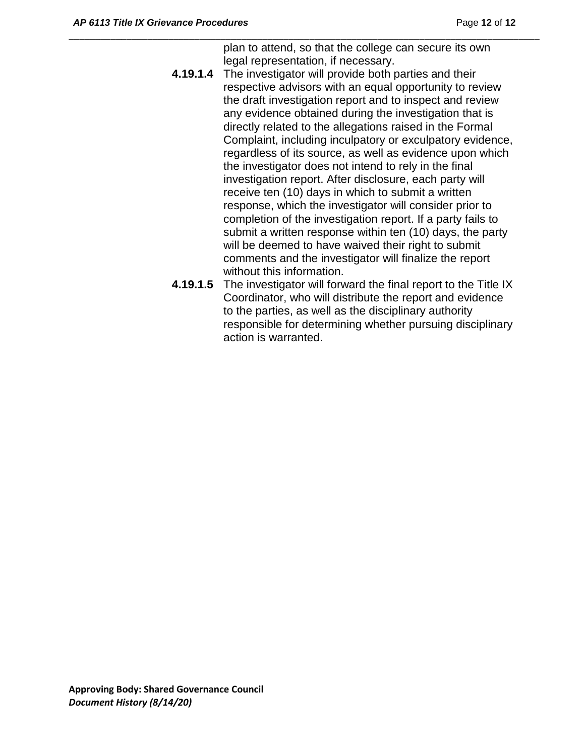plan to attend, so that the college can secure its own legal representation, if necessary.

**4.19.1.4** The investigator will provide both parties and their respective advisors with an equal opportunity to review the draft investigation report and to inspect and review any evidence obtained during the investigation that is directly related to the allegations raised in the Formal Complaint, including inculpatory or exculpatory evidence, regardless of its source, as well as evidence upon which the investigator does not intend to rely in the final investigation report. After disclosure, each party will receive ten (10) days in which to submit a written response, which the investigator will consider prior to completion of the investigation report. If a party fails to submit a written response within ten (10) days, the party will be deemed to have waived their right to submit comments and the investigator will finalize the report without this information.

**4.19.1.5** The investigator will forward the final report to the Title IX Coordinator, who will distribute the report and evidence to the parties, as well as the disciplinary authority responsible for determining whether pursuing disciplinary action is warranted.

**Approving Body: Shared Governance Council**
***Document History (8/14/20)***